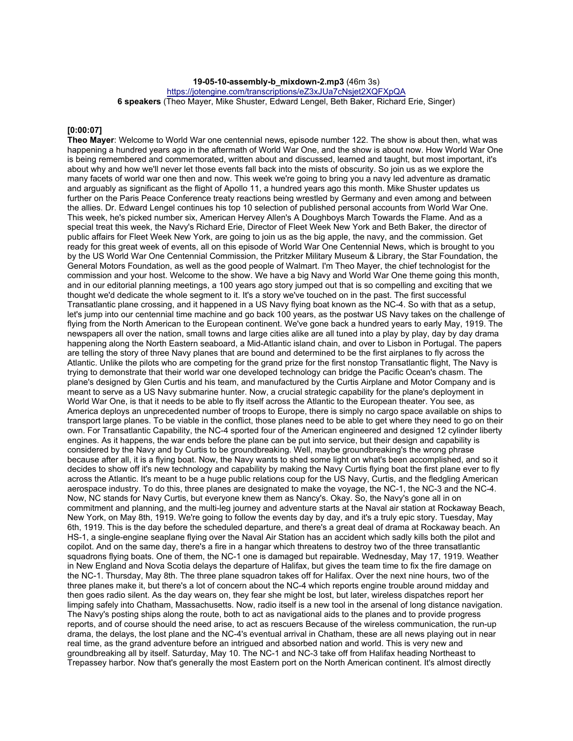**19-05-10-assembly-b_mixdown-2.mp3** (46m 3s)
https://jotengine.com/transcriptions/eZ3xJUa7cNsjet2XQFXpQA
**6 speakers** (Theo Mayer, Mike Shuster, Edward Lengel, Beth Baker, Richard Erie, Singer)

**[0:00:07]**
**Theo Mayer**: Welcome to World War one centennial news, episode number 122. The show is about then, what was happening a hundred years ago in the aftermath of World War One, and the show is about now. How World War One is being remembered and commemorated, written about and discussed, learned and taught, but most important, it's about why and how we'll never let those events fall back into the mists of obscurity. So join us as we explore the many facets of world war one then and now. This week we're going to bring you a navy led adventure as dramatic and arguably as significant as the flight of Apollo 11, a hundred years ago this month. Mike Shuster updates us further on the Paris Peace Conference treaty reactions being wrestled by Germany and even among and between the allies. Dr. Edward Lengel continues his top 10 selection of published personal accounts from World War One. This week, he's picked number six, American Hervey Allen's A Doughboys March Towards the Flame. And as a special treat this week, the Navy's Richard Erie, Director of Fleet Week New York and Beth Baker, the director of public affairs for Fleet Week New York, are going to join us as the big apple, the navy, and the commission. Get ready for this great week of events, all on this episode of World War One Centennial News, which is brought to you by the US World War One Centennial Commission, the Pritzker Military Museum & Library, the Star Foundation, the General Motors Foundation, as well as the good people of Walmart. I'm Theo Mayer, the chief technologist for the commission and your host. Welcome to the show. We have a big Navy and World War One theme going this month, and in our editorial planning meetings, a 100 years ago story jumped out that is so compelling and exciting that we thought we'd dedicate the whole segment to it. It's a story we've touched on in the past. The first successful Transatlantic plane crossing, and it happened in a US Navy flying boat known as the NC-4. So with that as a setup, let's jump into our centennial time machine and go back 100 years, as the postwar US Navy takes on the challenge of flying from the North American to the European continent. We've gone back a hundred years to early May, 1919. The newspapers all over the nation, small towns and large cities alike are all tuned into a play by play, day by day drama happening along the North Eastern seaboard, a Mid-Atlantic island chain, and over to Lisbon in Portugal. The papers are telling the story of three Navy planes that are bound and determined to be the first airplanes to fly across the Atlantic. Unlike the pilots who are competing for the grand prize for the first nonstop Transatlantic flight, The Navy is trying to demonstrate that their world war one developed technology can bridge the Pacific Ocean's chasm. The plane's designed by Glen Curtis and his team, and manufactured by the Curtis Airplane and Motor Company and is meant to serve as a US Navy submarine hunter. Now, a crucial strategic capability for the plane's deployment in World War One, is that it needs to be able to fly itself across the Atlantic to the European theater. You see, as America deploys an unprecedented number of troops to Europe, there is simply no cargo space available on ships to transport large planes. To be viable in the conflict, those planes need to be able to get where they need to go on their own. For Transatlantic Capability, the NC-4 sported four of the American engineered and designed 12 cylinder liberty engines. As it happens, the war ends before the plane can be put into service, but their design and capability is considered by the Navy and by Curtis to be groundbreaking. Well, maybe groundbreaking's the wrong phrase because after all, it is a flying boat. Now, the Navy wants to shed some light on what's been accomplished, and so it decides to show off it's new technology and capability by making the Navy Curtis flying boat the first plane ever to fly across the Atlantic. It's meant to be a huge public relations coup for the US Navy, Curtis, and the fledgling American aerospace industry. To do this, three planes are designated to make the voyage, the NC-1, the NC-3 and the NC-4. Now, NC stands for Navy Curtis, but everyone knew them as Nancy's. Okay. So, the Navy's gone all in on commitment and planning, and the multi-leg journey and adventure starts at the Naval air station at Rockaway Beach, New York, on May 8th, 1919. We're going to follow the events day by day, and it's a truly epic story. Tuesday, May 6th, 1919. This is the day before the scheduled departure, and there's a great deal of drama at Rockaway beach. An HS-1, a single-engine seaplane flying over the Naval Air Station has an accident which sadly kills both the pilot and copilot. And on the same day, there's a fire in a hangar which threatens to destroy two of the three transatlantic squadrons flying boats. One of them, the NC-1 one is damaged but repairable. Wednesday, May 17, 1919. Weather in New England and Nova Scotia delays the departure of Halifax, but gives the team time to fix the fire damage on the NC-1. Thursday, May 8th. The three plane squadron takes off for Halifax. Over the next nine hours, two of the three planes make it, but there's a lot of concern about the NC-4 which reports engine trouble around midday and then goes radio silent. As the day wears on, they fear she might be lost, but later, wireless dispatches report her limping safely into Chatham, Massachusetts. Now, radio itself is a new tool in the arsenal of long distance navigation. The Navy's posting ships along the route, both to act as navigational aids to the planes and to provide progress reports, and of course should the need arise, to act as rescuers Because of the wireless communication, the run-up drama, the delays, the lost plane and the NC-4's eventual arrival in Chatham, these are all news playing out in near real time, as the grand adventure before an intrigued and absorbed nation and world. This is very new and groundbreaking all by itself. Saturday, May 10. The NC-1 and NC-3 take off from Halifax heading Northeast to Trepassey harbor. Now that's generally the most Eastern port on the North American continent. It's almost directly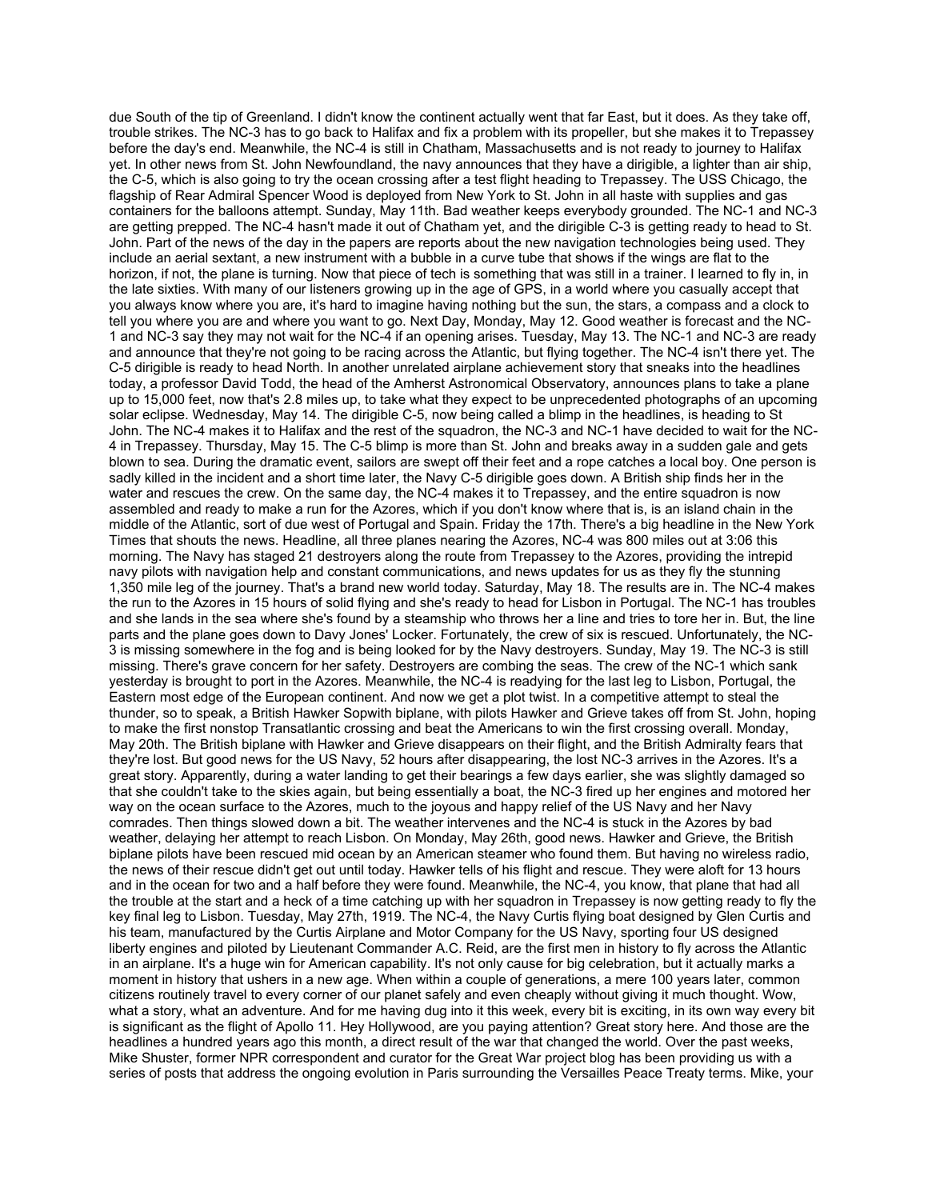due South of the tip of Greenland. I didn't know the continent actually went that far East, but it does. As they take off, trouble strikes. The NC-3 has to go back to Halifax and fix a problem with its propeller, but she makes it to Trepassey before the day's end. Meanwhile, the NC-4 is still in Chatham, Massachusetts and is not ready to journey to Halifax yet. In other news from St. John Newfoundland, the navy announces that they have a dirigible, a lighter than air ship, the C-5, which is also going to try the ocean crossing after a test flight heading to Trepassey. The USS Chicago, the flagship of Rear Admiral Spencer Wood is deployed from New York to St. John in all haste with supplies and gas containers for the balloons attempt. Sunday, May 11th. Bad weather keeps everybody grounded. The NC-1 and NC-3 are getting prepped. The NC-4 hasn't made it out of Chatham yet, and the dirigible C-3 is getting ready to head to St. John. Part of the news of the day in the papers are reports about the new navigation technologies being used. They include an aerial sextant, a new instrument with a bubble in a curve tube that shows if the wings are flat to the horizon, if not, the plane is turning. Now that piece of tech is something that was still in a trainer. I learned to fly in, in the late sixties. With many of our listeners growing up in the age of GPS, in a world where you casually accept that you always know where you are, it's hard to imagine having nothing but the sun, the stars, a compass and a clock to tell you where you are and where you want to go. Next Day, Monday, May 12. Good weather is forecast and the NC-1 and NC-3 say they may not wait for the NC-4 if an opening arises. Tuesday, May 13. The NC-1 and NC-3 are ready and announce that they're not going to be racing across the Atlantic, but flying together. The NC-4 isn't there yet. The C-5 dirigible is ready to head North. In another unrelated airplane achievement story that sneaks into the headlines today, a professor David Todd, the head of the Amherst Astronomical Observatory, announces plans to take a plane up to 15,000 feet, now that's 2.8 miles up, to take what they expect to be unprecedented photographs of an upcoming solar eclipse. Wednesday, May 14. The dirigible C-5, now being called a blimp in the headlines, is heading to St John. The NC-4 makes it to Halifax and the rest of the squadron, the NC-3 and NC-1 have decided to wait for the NC-4 in Trepassey. Thursday, May 15. The C-5 blimp is more than St. John and breaks away in a sudden gale and gets blown to sea. During the dramatic event, sailors are swept off their feet and a rope catches a local boy. One person is sadly killed in the incident and a short time later, the Navy C-5 dirigible goes down. A British ship finds her in the water and rescues the crew. On the same day, the NC-4 makes it to Trepassey, and the entire squadron is now assembled and ready to make a run for the Azores, which if you don't know where that is, is an island chain in the middle of the Atlantic, sort of due west of Portugal and Spain. Friday the 17th. There's a big headline in the New York Times that shouts the news. Headline, all three planes nearing the Azores, NC-4 was 800 miles out at 3:06 this morning. The Navy has staged 21 destroyers along the route from Trepassey to the Azores, providing the intrepid navy pilots with navigation help and constant communications, and news updates for us as they fly the stunning 1,350 mile leg of the journey. That's a brand new world today. Saturday, May 18. The results are in. The NC-4 makes the run to the Azores in 15 hours of solid flying and she's ready to head for Lisbon in Portugal. The NC-1 has troubles and she lands in the sea where she's found by a steamship who throws her a line and tries to tore her in. But, the line parts and the plane goes down to Davy Jones' Locker. Fortunately, the crew of six is rescued. Unfortunately, the NC-3 is missing somewhere in the fog and is being looked for by the Navy destroyers. Sunday, May 19. The NC-3 is still missing. There's grave concern for her safety. Destroyers are combing the seas. The crew of the NC-1 which sank yesterday is brought to port in the Azores. Meanwhile, the NC-4 is readying for the last leg to Lisbon, Portugal, the Eastern most edge of the European continent. And now we get a plot twist. In a competitive attempt to steal the thunder, so to speak, a British Hawker Sopwith biplane, with pilots Hawker and Grieve takes off from St. John, hoping to make the first nonstop Transatlantic crossing and beat the Americans to win the first crossing overall. Monday, May 20th. The British biplane with Hawker and Grieve disappears on their flight, and the British Admiralty fears that they're lost. But good news for the US Navy, 52 hours after disappearing, the lost NC-3 arrives in the Azores. It's a great story. Apparently, during a water landing to get their bearings a few days earlier, she was slightly damaged so that she couldn't take to the skies again, but being essentially a boat, the NC-3 fired up her engines and motored her way on the ocean surface to the Azores, much to the joyous and happy relief of the US Navy and her Navy comrades. Then things slowed down a bit. The weather intervenes and the NC-4 is stuck in the Azores by bad weather, delaying her attempt to reach Lisbon. On Monday, May 26th, good news. Hawker and Grieve, the British biplane pilots have been rescued mid ocean by an American steamer who found them. But having no wireless radio, the news of their rescue didn't get out until today. Hawker tells of his flight and rescue. They were aloft for 13 hours and in the ocean for two and a half before they were found. Meanwhile, the NC-4, you know, that plane that had all the trouble at the start and a heck of a time catching up with her squadron in Trepassey is now getting ready to fly the key final leg to Lisbon. Tuesday, May 27th, 1919. The NC-4, the Navy Curtis flying boat designed by Glen Curtis and his team, manufactured by the Curtis Airplane and Motor Company for the US Navy, sporting four US designed liberty engines and piloted by Lieutenant Commander A.C. Reid, are the first men in history to fly across the Atlantic in an airplane. It's a huge win for American capability. It's not only cause for big celebration, but it actually marks a moment in history that ushers in a new age. When within a couple of generations, a mere 100 years later, common citizens routinely travel to every corner of our planet safely and even cheaply without giving it much thought. Wow, what a story, what an adventure. And for me having dug into it this week, every bit is exciting, in its own way every bit is significant as the flight of Apollo 11. Hey Hollywood, are you paying attention? Great story here. And those are the headlines a hundred years ago this month, a direct result of the war that changed the world. Over the past weeks, Mike Shuster, former NPR correspondent and curator for the Great War project blog has been providing us with a series of posts that address the ongoing evolution in Paris surrounding the Versailles Peace Treaty terms. Mike, your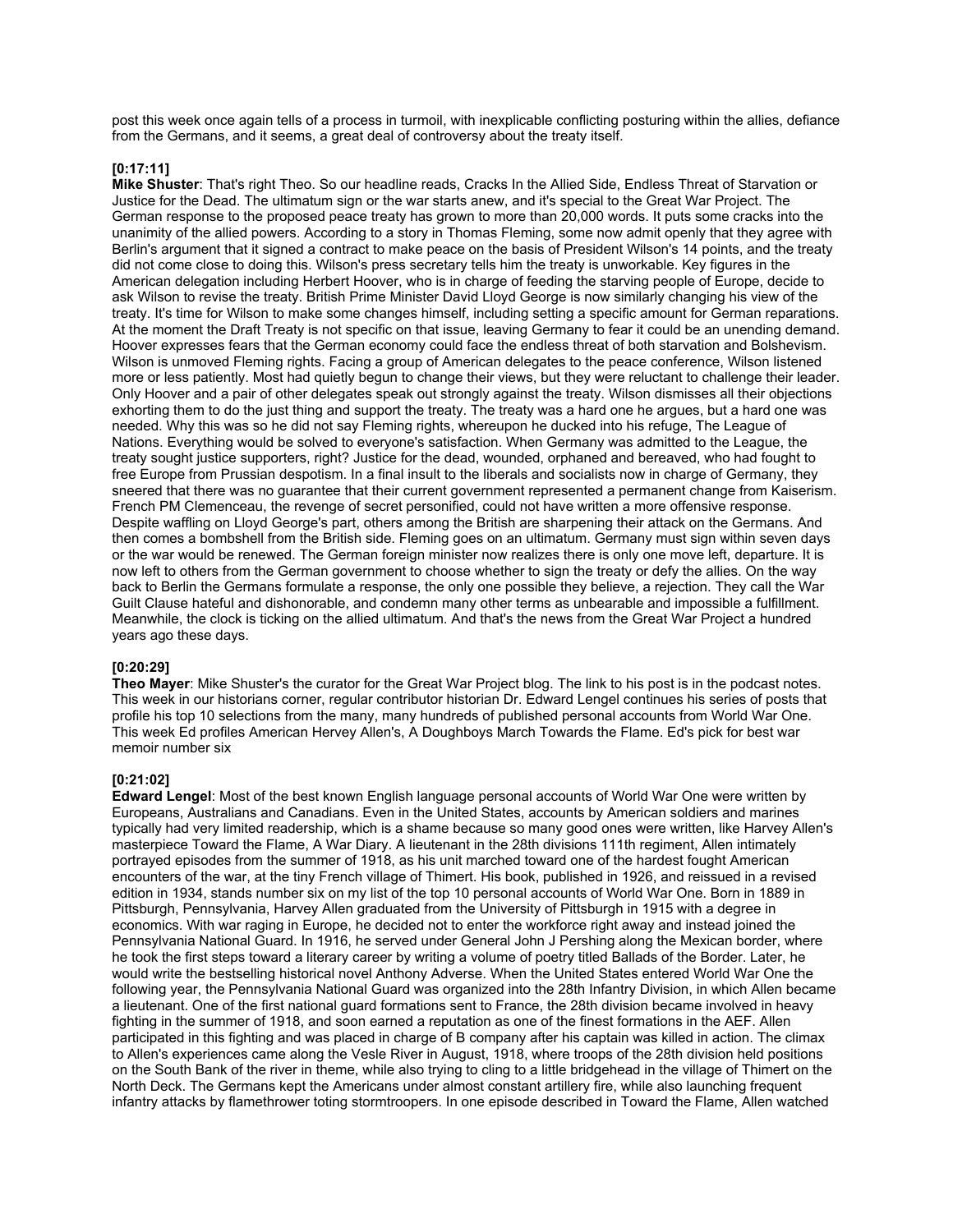post this week once again tells of a process in turmoil, with inexplicable conflicting posturing within the allies, defiance from the Germans, and it seems, a great deal of controversy about the treaty itself.

**[0:17:11]**
**Mike Shuster**: That's right Theo. So our headline reads, Cracks In the Allied Side, Endless Threat of Starvation or Justice for the Dead. The ultimatum sign or the war starts anew, and it's special to the Great War Project. The German response to the proposed peace treaty has grown to more than 20,000 words. It puts some cracks into the unanimity of the allied powers. According to a story in Thomas Fleming, some now admit openly that they agree with Berlin's argument that it signed a contract to make peace on the basis of President Wilson's 14 points, and the treaty did not come close to doing this. Wilson's press secretary tells him the treaty is unworkable. Key figures in the American delegation including Herbert Hoover, who is in charge of feeding the starving people of Europe, decide to ask Wilson to revise the treaty. British Prime Minister David Lloyd George is now similarly changing his view of the treaty. It's time for Wilson to make some changes himself, including setting a specific amount for German reparations. At the moment the Draft Treaty is not specific on that issue, leaving Germany to fear it could be an unending demand. Hoover expresses fears that the German economy could face the endless threat of both starvation and Bolshevism. Wilson is unmoved Fleming rights. Facing a group of American delegates to the peace conference, Wilson listened more or less patiently. Most had quietly begun to change their views, but they were reluctant to challenge their leader. Only Hoover and a pair of other delegates speak out strongly against the treaty. Wilson dismisses all their objections exhorting them to do the just thing and support the treaty. The treaty was a hard one he argues, but a hard one was needed. Why this was so he did not say Fleming rights, whereupon he ducked into his refuge, The League of Nations. Everything would be solved to everyone's satisfaction. When Germany was admitted to the League, the treaty sought justice supporters, right? Justice for the dead, wounded, orphaned and bereaved, who had fought to free Europe from Prussian despotism. In a final insult to the liberals and socialists now in charge of Germany, they sneered that there was no guarantee that their current government represented a permanent change from Kaiserism. French PM Clemenceau, the revenge of secret personified, could not have written a more offensive response. Despite waffling on Lloyd George's part, others among the British are sharpening their attack on the Germans. And then comes a bombshell from the British side. Fleming goes on an ultimatum. Germany must sign within seven days or the war would be renewed. The German foreign minister now realizes there is only one move left, departure. It is now left to others from the German government to choose whether to sign the treaty or defy the allies. On the way back to Berlin the Germans formulate a response, the only one possible they believe, a rejection. They call the War Guilt Clause hateful and dishonorable, and condemn many other terms as unbearable and impossible a fulfillment. Meanwhile, the clock is ticking on the allied ultimatum. And that's the news from the Great War Project a hundred years ago these days.

**[0:20:29]**
**Theo Mayer**: Mike Shuster's the curator for the Great War Project blog. The link to his post is in the podcast notes. This week in our historians corner, regular contributor historian Dr. Edward Lengel continues his series of posts that profile his top 10 selections from the many, many hundreds of published personal accounts from World War One. This week Ed profiles American Hervey Allen's, A Doughboys March Towards the Flame. Ed's pick for best war memoir number six

**[0:21:02]**
**Edward Lengel**: Most of the best known English language personal accounts of World War One were written by Europeans, Australians and Canadians. Even in the United States, accounts by American soldiers and marines typically had very limited readership, which is a shame because so many good ones were written, like Harvey Allen's masterpiece Toward the Flame, A War Diary. A lieutenant in the 28th divisions 111th regiment, Allen intimately portrayed episodes from the summer of 1918, as his unit marched toward one of the hardest fought American encounters of the war, at the tiny French village of Thimert. His book, published in 1926, and reissued in a revised edition in 1934, stands number six on my list of the top 10 personal accounts of World War One. Born in 1889 in Pittsburgh, Pennsylvania, Harvey Allen graduated from the University of Pittsburgh in 1915 with a degree in economics. With war raging in Europe, he decided not to enter the workforce right away and instead joined the Pennsylvania National Guard. In 1916, he served under General John J Pershing along the Mexican border, where he took the first steps toward a literary career by writing a volume of poetry titled Ballads of the Border. Later, he would write the bestselling historical novel Anthony Adverse. When the United States entered World War One the following year, the Pennsylvania National Guard was organized into the 28th Infantry Division, in which Allen became a lieutenant. One of the first national guard formations sent to France, the 28th division became involved in heavy fighting in the summer of 1918, and soon earned a reputation as one of the finest formations in the AEF. Allen participated in this fighting and was placed in charge of B company after his captain was killed in action. The climax to Allen's experiences came along the Vesle River in August, 1918, where troops of the 28th division held positions on the South Bank of the river in theme, while also trying to cling to a little bridgehead in the village of Thimert on the North Deck. The Germans kept the Americans under almost constant artillery fire, while also launching frequent infantry attacks by flamethrower toting stormtroopers. In one episode described in Toward the Flame, Allen watched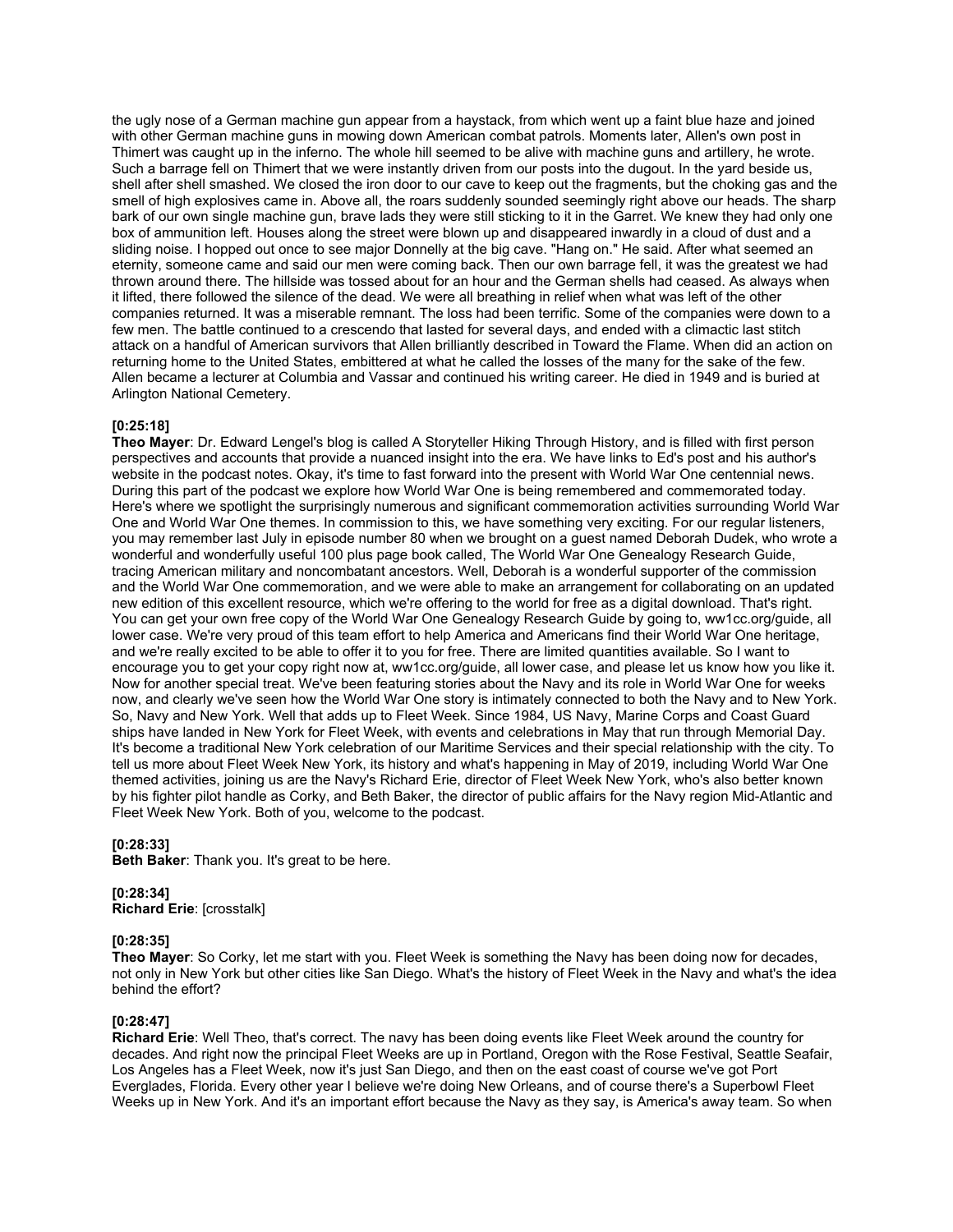the ugly nose of a German machine gun appear from a haystack, from which went up a faint blue haze and joined with other German machine guns in mowing down American combat patrols. Moments later, Allen's own post in Thimert was caught up in the inferno. The whole hill seemed to be alive with machine guns and artillery, he wrote. Such a barrage fell on Thimert that we were instantly driven from our posts into the dugout. In the yard beside us, shell after shell smashed. We closed the iron door to our cave to keep out the fragments, but the choking gas and the smell of high explosives came in. Above all, the roars suddenly sounded seemingly right above our heads. The sharp bark of our own single machine gun, brave lads they were still sticking to it in the Garret. We knew they had only one box of ammunition left. Houses along the street were blown up and disappeared inwardly in a cloud of dust and a sliding noise. I hopped out once to see major Donnelly at the big cave. "Hang on." He said. After what seemed an eternity, someone came and said our men were coming back. Then our own barrage fell, it was the greatest we had thrown around there. The hillside was tossed about for an hour and the German shells had ceased. As always when it lifted, there followed the silence of the dead. We were all breathing in relief when what was left of the other companies returned. It was a miserable remnant. The loss had been terrific. Some of the companies were down to a few men. The battle continued to a crescendo that lasted for several days, and ended with a climactic last stitch attack on a handful of American survivors that Allen brilliantly described in Toward the Flame. When did an action on returning home to the United States, embittered at what he called the losses of the many for the sake of the few. Allen became a lecturer at Columbia and Vassar and continued his writing career. He died in 1949 and is buried at Arlington National Cemetery.

**[0:25:18]**
**Theo Mayer**: Dr. Edward Lengel's blog is called A Storyteller Hiking Through History, and is filled with first person perspectives and accounts that provide a nuanced insight into the era. We have links to Ed's post and his author's website in the podcast notes. Okay, it's time to fast forward into the present with World War One centennial news. During this part of the podcast we explore how World War One is being remembered and commemorated today. Here's where we spotlight the surprisingly numerous and significant commemoration activities surrounding World War One and World War One themes. In commission to this, we have something very exciting. For our regular listeners, you may remember last July in episode number 80 when we brought on a guest named Deborah Dudek, who wrote a wonderful and wonderfully useful 100 plus page book called, The World War One Genealogy Research Guide, tracing American military and noncombatant ancestors. Well, Deborah is a wonderful supporter of the commission and the World War One commemoration, and we were able to make an arrangement for collaborating on an updated new edition of this excellent resource, which we're offering to the world for free as a digital download. That's right. You can get your own free copy of the World War One Genealogy Research Guide by going to, ww1cc.org/guide, all lower case. We're very proud of this team effort to help America and Americans find their World War One heritage, and we're really excited to be able to offer it to you for free. There are limited quantities available. So I want to encourage you to get your copy right now at, ww1cc.org/guide, all lower case, and please let us know how you like it. Now for another special treat. We've been featuring stories about the Navy and its role in World War One for weeks now, and clearly we've seen how the World War One story is intimately connected to both the Navy and to New York. So, Navy and New York. Well that adds up to Fleet Week. Since 1984, US Navy, Marine Corps and Coast Guard ships have landed in New York for Fleet Week, with events and celebrations in May that run through Memorial Day. It's become a traditional New York celebration of our Maritime Services and their special relationship with the city. To tell us more about Fleet Week New York, its history and what's happening in May of 2019, including World War One themed activities, joining us are the Navy's Richard Erie, director of Fleet Week New York, who's also better known by his fighter pilot handle as Corky, and Beth Baker, the director of public affairs for the Navy region Mid-Atlantic and Fleet Week New York. Both of you, welcome to the podcast.

**[0:28:33]**
**Beth Baker**: Thank you. It's great to be here.

**[0:28:34]**
**Richard Erie**: [crosstalk]

**[0:28:35]**
**Theo Mayer**: So Corky, let me start with you. Fleet Week is something the Navy has been doing now for decades, not only in New York but other cities like San Diego. What's the history of Fleet Week in the Navy and what's the idea behind the effort?

**[0:28:47]**
**Richard Erie**: Well Theo, that's correct. The navy has been doing events like Fleet Week around the country for decades. And right now the principal Fleet Weeks are up in Portland, Oregon with the Rose Festival, Seattle Seafair, Los Angeles has a Fleet Week, now it's just San Diego, and then on the east coast of course we've got Port Everglades, Florida. Every other year I believe we're doing New Orleans, and of course there's a Superbowl Fleet Weeks up in New York. And it's an important effort because the Navy as they say, is America's away team. So when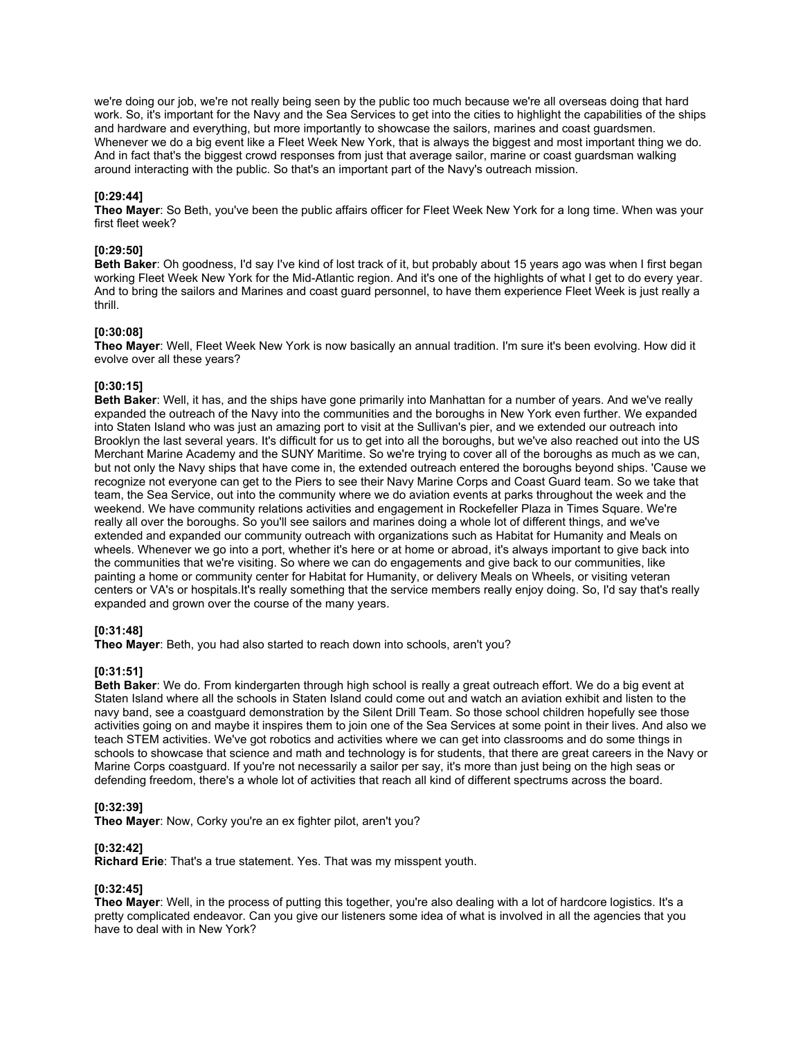we're doing our job, we're not really being seen by the public too much because we're all overseas doing that hard work. So, it's important for the Navy and the Sea Services to get into the cities to highlight the capabilities of the ships and hardware and everything, but more importantly to showcase the sailors, marines and coast guardsmen. Whenever we do a big event like a Fleet Week New York, that is always the biggest and most important thing we do. And in fact that's the biggest crowd responses from just that average sailor, marine or coast guardsman walking around interacting with the public. So that's an important part of the Navy's outreach mission.

**[0:29:44]**
**Theo Mayer**: So Beth, you've been the public affairs officer for Fleet Week New York for a long time. When was your first fleet week?

**[0:29:50]**
**Beth Baker**: Oh goodness, I'd say I've kind of lost track of it, but probably about 15 years ago was when I first began working Fleet Week New York for the Mid-Atlantic region. And it's one of the highlights of what I get to do every year. And to bring the sailors and Marines and coast guard personnel, to have them experience Fleet Week is just really a thrill.

**[0:30:08]**
**Theo Mayer**: Well, Fleet Week New York is now basically an annual tradition. I'm sure it's been evolving. How did it evolve over all these years?

**[0:30:15]**
**Beth Baker**: Well, it has, and the ships have gone primarily into Manhattan for a number of years. And we've really expanded the outreach of the Navy into the communities and the boroughs in New York even further. We expanded into Staten Island who was just an amazing port to visit at the Sullivan's pier, and we extended our outreach into Brooklyn the last several years. It's difficult for us to get into all the boroughs, but we've also reached out into the US Merchant Marine Academy and the SUNY Maritime. So we're trying to cover all of the boroughs as much as we can, but not only the Navy ships that have come in, the extended outreach entered the boroughs beyond ships. 'Cause we recognize not everyone can get to the Piers to see their Navy Marine Corps and Coast Guard team. So we take that team, the Sea Service, out into the community where we do aviation events at parks throughout the week and the weekend. We have community relations activities and engagement in Rockefeller Plaza in Times Square. We're really all over the boroughs. So you'll see sailors and marines doing a whole lot of different things, and we've extended and expanded our community outreach with organizations such as Habitat for Humanity and Meals on wheels. Whenever we go into a port, whether it's here or at home or abroad, it's always important to give back into the communities that we're visiting. So where we can do engagements and give back to our communities, like painting a home or community center for Habitat for Humanity, or delivery Meals on Wheels, or visiting veteran centers or VA's or hospitals.It's really something that the service members really enjoy doing. So, I'd say that's really expanded and grown over the course of the many years.

**[0:31:48]**
**Theo Mayer**: Beth, you had also started to reach down into schools, aren't you?

**[0:31:51]**
**Beth Baker**: We do. From kindergarten through high school is really a great outreach effort. We do a big event at Staten Island where all the schools in Staten Island could come out and watch an aviation exhibit and listen to the navy band, see a coastguard demonstration by the Silent Drill Team. So those school children hopefully see those activities going on and maybe it inspires them to join one of the Sea Services at some point in their lives. And also we teach STEM activities. We've got robotics and activities where we can get into classrooms and do some things in schools to showcase that science and math and technology is for students, that there are great careers in the Navy or Marine Corps coastguard. If you're not necessarily a sailor per say, it's more than just being on the high seas or defending freedom, there's a whole lot of activities that reach all kind of different spectrums across the board.

**[0:32:39]**
**Theo Mayer**: Now, Corky you're an ex fighter pilot, aren't you?

**[0:32:42]**
**Richard Erie**: That's a true statement. Yes. That was my misspent youth.

**[0:32:45]**
**Theo Mayer**: Well, in the process of putting this together, you're also dealing with a lot of hardcore logistics. It's a pretty complicated endeavor. Can you give our listeners some idea of what is involved in all the agencies that you have to deal with in New York?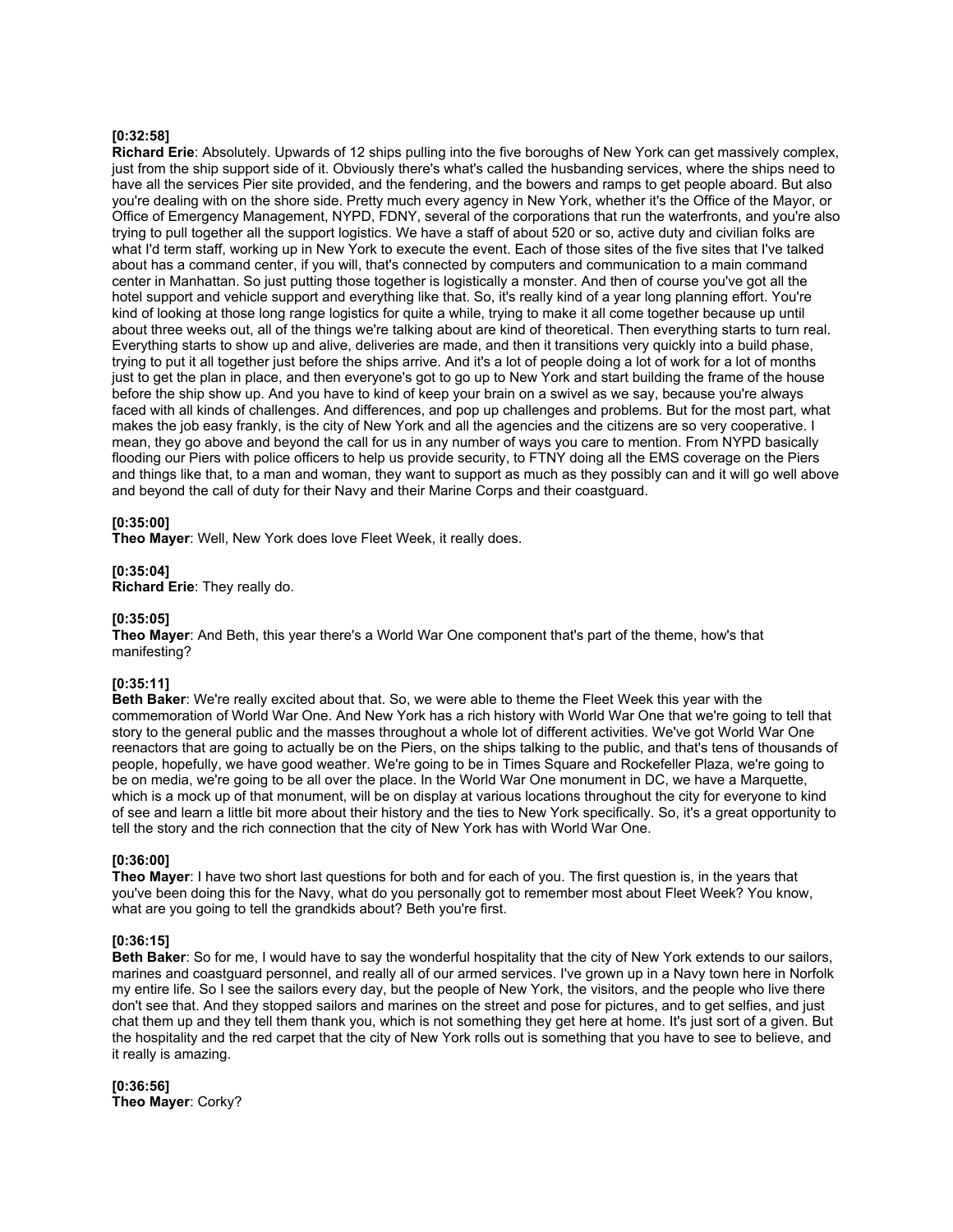**[0:32:58]**
**Richard Erie**: Absolutely. Upwards of 12 ships pulling into the five boroughs of New York can get massively complex, just from the ship support side of it. Obviously there's what's called the husbanding services, where the ships need to have all the services Pier site provided, and the fendering, and the bowers and ramps to get people aboard. But also you're dealing with on the shore side. Pretty much every agency in New York, whether it's the Office of the Mayor, or Office of Emergency Management, NYPD, FDNY, several of the corporations that run the waterfronts, and you're also trying to pull together all the support logistics. We have a staff of about 520 or so, active duty and civilian folks are what I'd term staff, working up in New York to execute the event. Each of those sites of the five sites that I've talked about has a command center, if you will, that's connected by computers and communication to a main command center in Manhattan. So just putting those together is logistically a monster. And then of course you've got all the hotel support and vehicle support and everything like that. So, it's really kind of a year long planning effort. You're kind of looking at those long range logistics for quite a while, trying to make it all come together because up until about three weeks out, all of the things we're talking about are kind of theoretical. Then everything starts to turn real. Everything starts to show up and alive, deliveries are made, and then it transitions very quickly into a build phase, trying to put it all together just before the ships arrive. And it's a lot of people doing a lot of work for a lot of months just to get the plan in place, and then everyone's got to go up to New York and start building the frame of the house before the ship show up. And you have to kind of keep your brain on a swivel as we say, because you're always faced with all kinds of challenges. And differences, and pop up challenges and problems. But for the most part, what makes the job easy frankly, is the city of New York and all the agencies and the citizens are so very cooperative. I mean, they go above and beyond the call for us in any number of ways you care to mention. From NYPD basically flooding our Piers with police officers to help us provide security, to FTNY doing all the EMS coverage on the Piers and things like that, to a man and woman, they want to support as much as they possibly can and it will go well above and beyond the call of duty for their Navy and their Marine Corps and their coastguard.

**[0:35:00]**
**Theo Mayer**: Well, New York does love Fleet Week, it really does.

**[0:35:04]**
**Richard Erie**: They really do.

**[0:35:05]**
**Theo Mayer**: And Beth, this year there's a World War One component that's part of the theme, how's that manifesting?

**[0:35:11]**
**Beth Baker**: We're really excited about that. So, we were able to theme the Fleet Week this year with the commemoration of World War One. And New York has a rich history with World War One that we're going to tell that story to the general public and the masses throughout a whole lot of different activities. We've got World War One reenactors that are going to actually be on the Piers, on the ships talking to the public, and that's tens of thousands of people, hopefully, we have good weather. We're going to be in Times Square and Rockefeller Plaza, we're going to be on media, we're going to be all over the place. In the World War One monument in DC, we have a Marquette, which is a mock up of that monument, will be on display at various locations throughout the city for everyone to kind of see and learn a little bit more about their history and the ties to New York specifically. So, it's a great opportunity to tell the story and the rich connection that the city of New York has with World War One.

**[0:36:00]**
**Theo Mayer**: I have two short last questions for both and for each of you. The first question is, in the years that you've been doing this for the Navy, what do you personally got to remember most about Fleet Week? You know, what are you going to tell the grandkids about? Beth you're first.

**[0:36:15]**
**Beth Baker**: So for me, I would have to say the wonderful hospitality that the city of New York extends to our sailors, marines and coastguard personnel, and really all of our armed services. I've grown up in a Navy town here in Norfolk my entire life. So I see the sailors every day, but the people of New York, the visitors, and the people who live there don't see that. And they stopped sailors and marines on the street and pose for pictures, and to get selfies, and just chat them up and they tell them thank you, which is not something they get here at home. It's just sort of a given. But the hospitality and the red carpet that the city of New York rolls out is something that you have to see to believe, and it really is amazing.

**[0:36:56]**
**Theo Mayer**: Corky?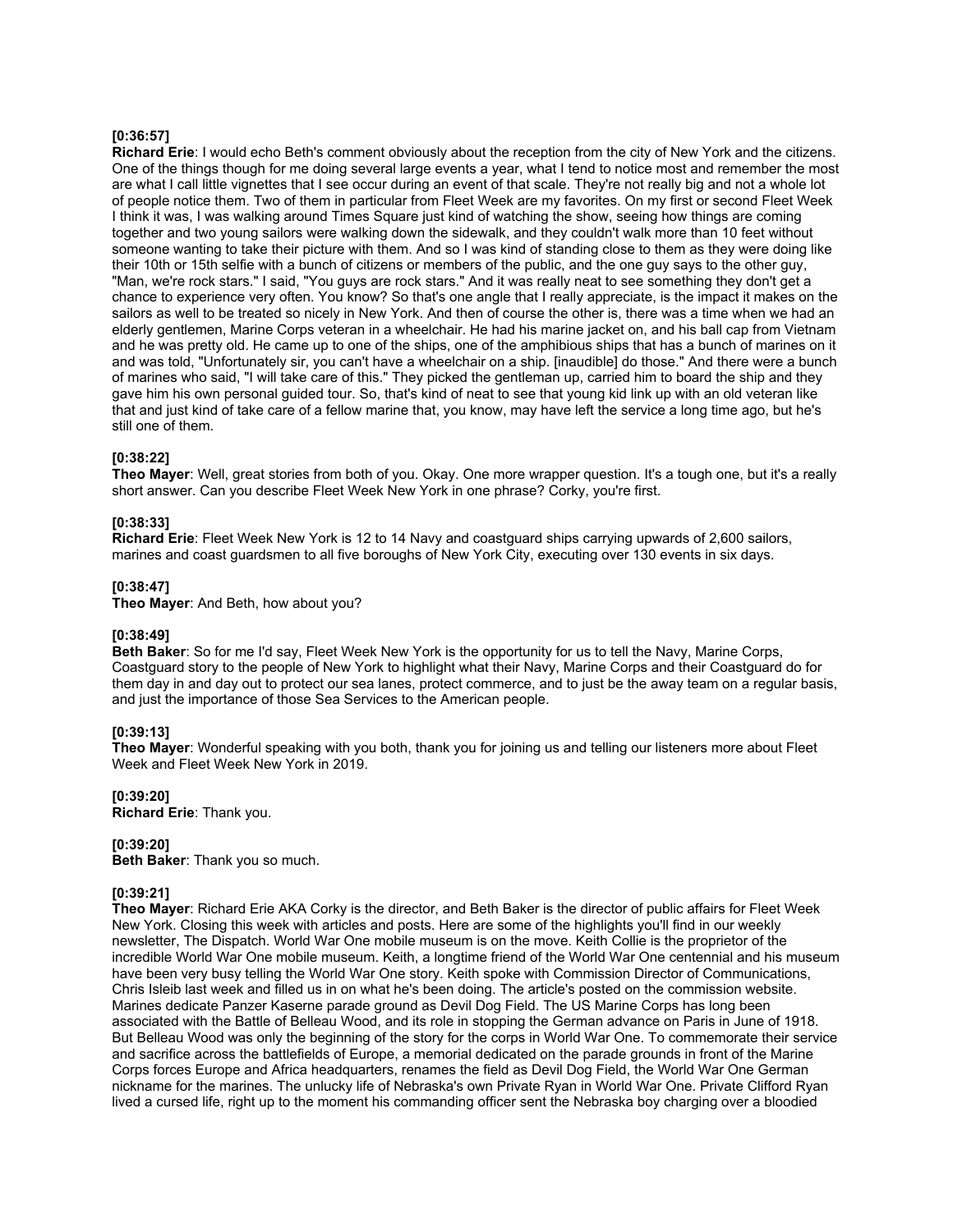**[0:36:57]**
**Richard Erie**: I would echo Beth's comment obviously about the reception from the city of New York and the citizens. One of the things though for me doing several large events a year, what I tend to notice most and remember the most are what I call little vignettes that I see occur during an event of that scale. They're not really big and not a whole lot of people notice them. Two of them in particular from Fleet Week are my favorites. On my first or second Fleet Week I think it was, I was walking around Times Square just kind of watching the show, seeing how things are coming together and two young sailors were walking down the sidewalk, and they couldn't walk more than 10 feet without someone wanting to take their picture with them. And so I was kind of standing close to them as they were doing like their 10th or 15th selfie with a bunch of citizens or members of the public, and the one guy says to the other guy, "Man, we're rock stars." I said, "You guys are rock stars." And it was really neat to see something they don't get a chance to experience very often. You know? So that's one angle that I really appreciate, is the impact it makes on the sailors as well to be treated so nicely in New York. And then of course the other is, there was a time when we had an elderly gentlemen, Marine Corps veteran in a wheelchair. He had his marine jacket on, and his ball cap from Vietnam and he was pretty old. He came up to one of the ships, one of the amphibious ships that has a bunch of marines on it and was told, "Unfortunately sir, you can't have a wheelchair on a ship. [inaudible] do those." And there were a bunch of marines who said, "I will take care of this." They picked the gentleman up, carried him to board the ship and they gave him his own personal guided tour. So, that's kind of neat to see that young kid link up with an old veteran like that and just kind of take care of a fellow marine that, you know, may have left the service a long time ago, but he's still one of them.

**[0:38:22]**
**Theo Mayer**: Well, great stories from both of you. Okay. One more wrapper question. It's a tough one, but it's a really short answer. Can you describe Fleet Week New York in one phrase? Corky, you're first.

**[0:38:33]**
**Richard Erie**: Fleet Week New York is 12 to 14 Navy and coastguard ships carrying upwards of 2,600 sailors, marines and coast guardsmen to all five boroughs of New York City, executing over 130 events in six days.

**[0:38:47]**
**Theo Mayer**: And Beth, how about you?

**[0:38:49]**
**Beth Baker**: So for me I'd say, Fleet Week New York is the opportunity for us to tell the Navy, Marine Corps, Coastguard story to the people of New York to highlight what their Navy, Marine Corps and their Coastguard do for them day in and day out to protect our sea lanes, protect commerce, and to just be the away team on a regular basis, and just the importance of those Sea Services to the American people.

**[0:39:13]**
**Theo Mayer**: Wonderful speaking with you both, thank you for joining us and telling our listeners more about Fleet Week and Fleet Week New York in 2019.

**[0:39:20]**
**Richard Erie**: Thank you.

**[0:39:20]**
**Beth Baker**: Thank you so much.

**[0:39:21]**
**Theo Mayer**: Richard Erie AKA Corky is the director, and Beth Baker is the director of public affairs for Fleet Week New York. Closing this week with articles and posts. Here are some of the highlights you'll find in our weekly newsletter, The Dispatch. World War One mobile museum is on the move. Keith Collie is the proprietor of the incredible World War One mobile museum. Keith, a longtime friend of the World War One centennial and his museum have been very busy telling the World War One story. Keith spoke with Commission Director of Communications, Chris Isleib last week and filled us in on what he's been doing. The article's posted on the commission website. Marines dedicate Panzer Kaserne parade ground as Devil Dog Field. The US Marine Corps has long been associated with the Battle of Belleau Wood, and its role in stopping the German advance on Paris in June of 1918. But Belleau Wood was only the beginning of the story for the corps in World War One. To commemorate their service and sacrifice across the battlefields of Europe, a memorial dedicated on the parade grounds in front of the Marine Corps forces Europe and Africa headquarters, renames the field as Devil Dog Field, the World War One German nickname for the marines. The unlucky life of Nebraska's own Private Ryan in World War One. Private Clifford Ryan lived a cursed life, right up to the moment his commanding officer sent the Nebraska boy charging over a bloodied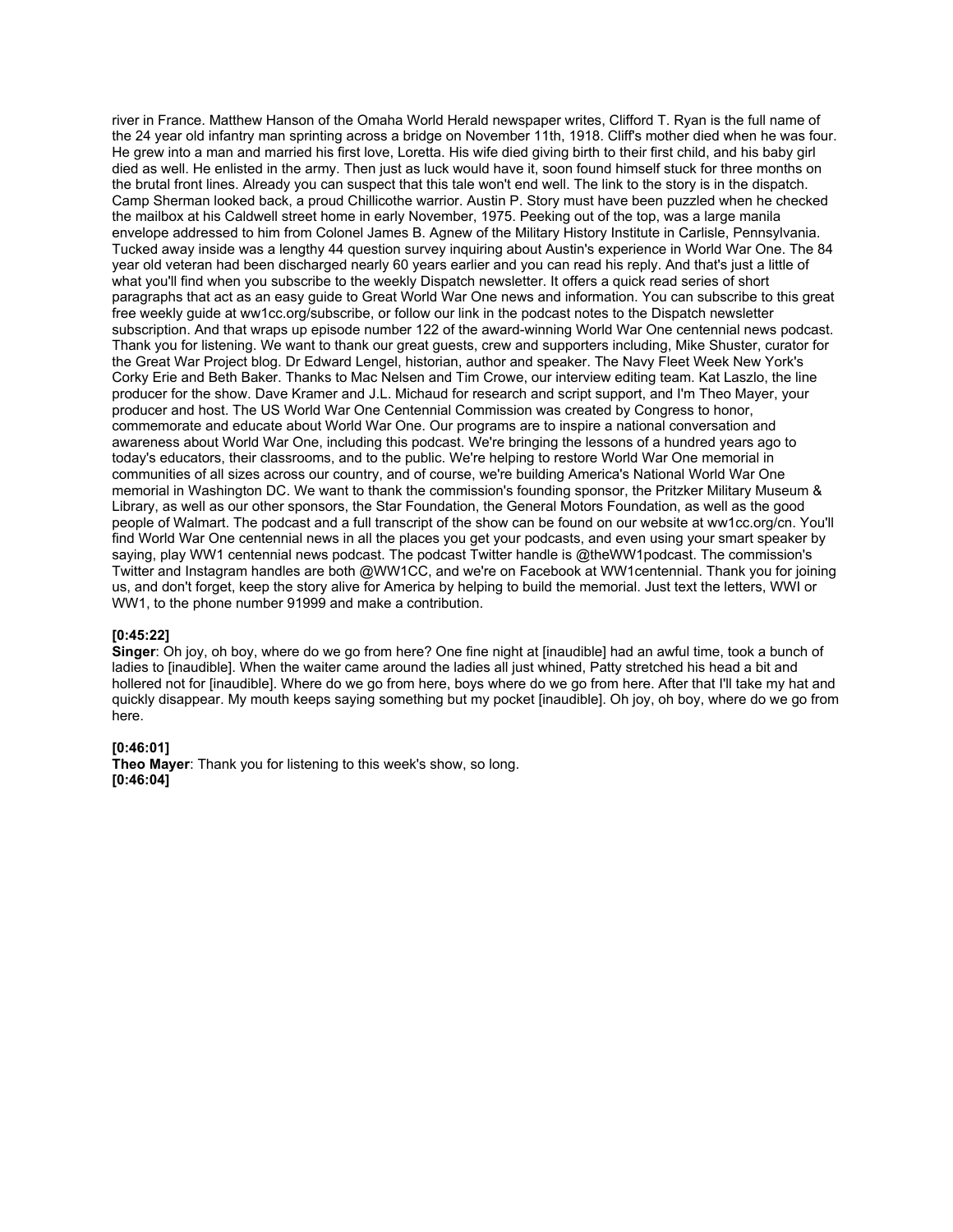river in France. Matthew Hanson of the Omaha World Herald newspaper writes, Clifford T. Ryan is the full name of the 24 year old infantry man sprinting across a bridge on November 11th, 1918. Cliff's mother died when he was four. He grew into a man and married his first love, Loretta. His wife died giving birth to their first child, and his baby girl died as well. He enlisted in the army. Then just as luck would have it, soon found himself stuck for three months on the brutal front lines. Already you can suspect that this tale won't end well. The link to the story is in the dispatch. Camp Sherman looked back, a proud Chillicothe warrior. Austin P. Story must have been puzzled when he checked the mailbox at his Caldwell street home in early November, 1975. Peeking out of the top, was a large manila envelope addressed to him from Colonel James B. Agnew of the Military History Institute in Carlisle, Pennsylvania. Tucked away inside was a lengthy 44 question survey inquiring about Austin's experience in World War One. The 84 year old veteran had been discharged nearly 60 years earlier and you can read his reply. And that's just a little of what you'll find when you subscribe to the weekly Dispatch newsletter. It offers a quick read series of short paragraphs that act as an easy guide to Great World War One news and information. You can subscribe to this great free weekly guide at ww1cc.org/subscribe, or follow our link in the podcast notes to the Dispatch newsletter subscription. And that wraps up episode number 122 of the award-winning World War One centennial news podcast. Thank you for listening. We want to thank our great guests, crew and supporters including, Mike Shuster, curator for the Great War Project blog. Dr Edward Lengel, historian, author and speaker. The Navy Fleet Week New York's Corky Erie and Beth Baker. Thanks to Mac Nelsen and Tim Crowe, our interview editing team. Kat Laszlo, the line producer for the show. Dave Kramer and J.L. Michaud for research and script support, and I'm Theo Mayer, your producer and host. The US World War One Centennial Commission was created by Congress to honor, commemorate and educate about World War One. Our programs are to inspire a national conversation and awareness about World War One, including this podcast. We're bringing the lessons of a hundred years ago to today's educators, their classrooms, and to the public. We're helping to restore World War One memorial in communities of all sizes across our country, and of course, we're building America's National World War One memorial in Washington DC. We want to thank the commission's founding sponsor, the Pritzker Military Museum & Library, as well as our other sponsors, the Star Foundation, the General Motors Foundation, as well as the good people of Walmart. The podcast and a full transcript of the show can be found on our website at ww1cc.org/cn. You'll find World War One centennial news in all the places you get your podcasts, and even using your smart speaker by saying, play WW1 centennial news podcast. The podcast Twitter handle is @theWW1podcast. The commission's Twitter and Instagram handles are both @WW1CC, and we're on Facebook at WW1centennial. Thank you for joining us, and don't forget, keep the story alive for America by helping to build the memorial. Just text the letters, WWI or WW1, to the phone number 91999 and make a contribution.

**[0:45:22]**
**Singer**: Oh joy, oh boy, where do we go from here? One fine night at [inaudible] had an awful time, took a bunch of ladies to [inaudible]. When the waiter came around the ladies all just whined, Patty stretched his head a bit and hollered not for [inaudible]. Where do we go from here, boys where do we go from here. After that I'll take my hat and quickly disappear. My mouth keeps saying something but my pocket [inaudible]. Oh joy, oh boy, where do we go from here.

**[0:46:01]**
**Theo Mayer**: Thank you for listening to this week's show, so long.
**[0:46:04]**